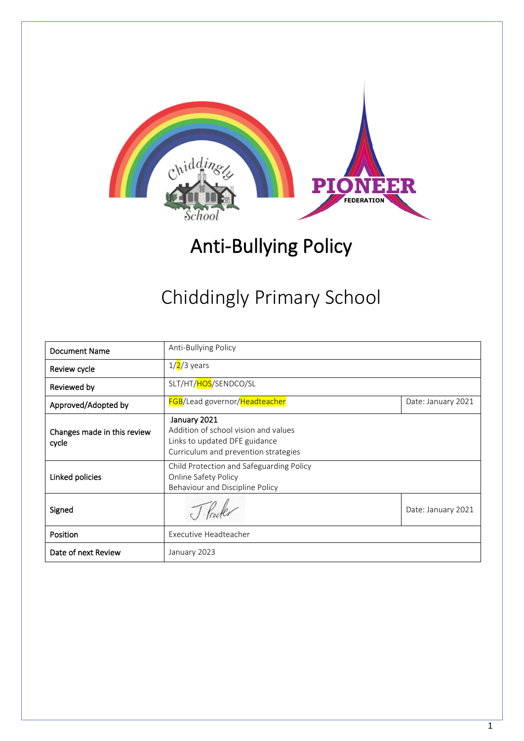# Anti-Bullying Policy

## Chiddingly Primary School

| Document Name | Anti-Bullying Policy | |
|---|---|---|
| Review cycle | 1/2/3 years | |
| Reviewed by | SLT/HT/HOS/SENDCO/SL | |
| Approved/Adopted by | FGB/Lead governor/Headteacher | Date: January 2021 |
| Changes made in this review cycle | January 2021<br>Addition of school vision and values<br>Links to updated DFE guidance<br>Curriculum and prevention strategies | |
| Linked policies | Child Protection and Safeguarding Policy<br>Online Safety Policy<br>Behaviour and Discipline Policy | |
| Signed | J. Procter | Date: January 2021 |
| Position | Executive Headteacher | |
| Date of next Review | January 2023 | |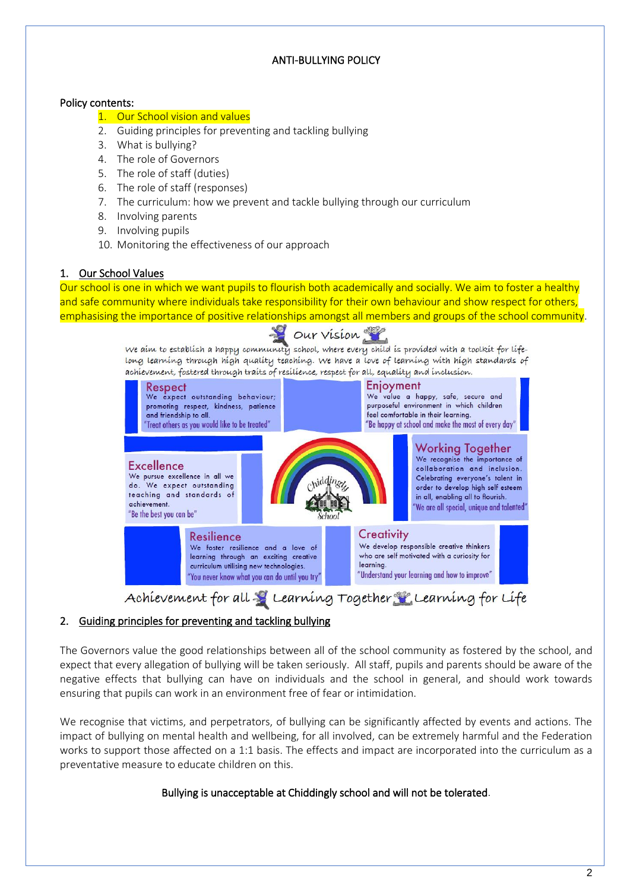ANTI-BULLYING POLICY

Policy contents:

1. Our School vision and values
2. Guiding principles for preventing and tackling bullying
3. What is bullying?
4. The role of Governors
5. The role of staff (duties)
6. The role of staff (responses)
7. The curriculum: how we prevent and tackle bullying through our curriculum
8. Involving parents
9. Involving pupils
10. Monitoring the effectiveness of our approach

## 1. Our School Values

Our school is one in which we want pupils to flourish both academically and socially. We aim to foster a healthy and safe community where individuals take responsibility for their own behaviour and show respect for others, emphasising the importance of positive relationships amongst all members and groups of the school community.

### Our Vision

We aim to establish a happy community school, where every child is provided with a toolkit for life-long learning through high quality teaching. We have a love of learning with high standards of achievement, fostered through traits of resilience, respect for all, equality and inclusion.

**Respect**
We expect outstanding behaviour; promoting respect, kindness, patience and friendship to all.
"Treat others as you would like to be treated"

**Enjoyment**
We value a happy, safe, secure and purposeful environment in which children feel comfortable in their learning.
"Be happy at school and make the most of every day"

**Excellence**
We pursue excellence in all we do. We expect outstanding teaching and standards of achievement.
"Be the best you can be"

**Working Together**
We recognise the importance of collaboration and inclusion. Celebrating everyone's talent in order to develop high self esteem in all, enabling all to flourish.
"We are all special, unique and talented"

**Resilience**
We foster resilience and a love of learning through an exciting creative curriculum utilising new technologies.
"You never know what you can do until you try"

**Creativity**
We develop responsible creative thinkers who are self motivated with a curiosity for learning.
"Understand your learning and how to improve"

Chiddingly School

Achievement for all · Learning Together · Learning for Life

## 2. Guiding principles for preventing and tackling bullying

The Governors value the good relationships between all of the school community as fostered by the school, and expect that every allegation of bullying will be taken seriously. All staff, pupils and parents should be aware of the negative effects that bullying can have on individuals and the school in general, and should work towards ensuring that pupils can work in an environment free of fear or intimidation.

We recognise that victims, and perpetrators, of bullying can be significantly affected by events and actions. The impact of bullying on mental health and wellbeing, for all involved, can be extremely harmful and the Federation works to support those affected on a 1:1 basis. The effects and impact are incorporated into the curriculum as a preventative measure to educate children on this.

**Bullying is unacceptable at Chiddingly school and will not be tolerated.**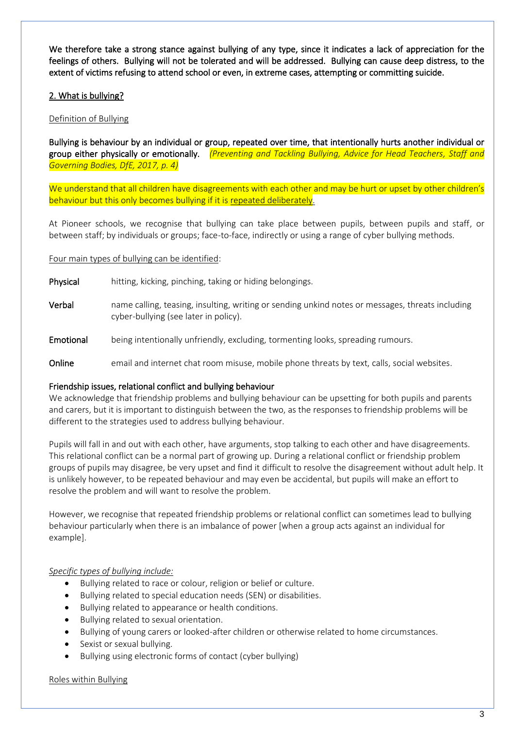**We therefore take a strong stance against bullying of any type, since it indicates a lack of appreciation for the feelings of others. Bullying will not be tolerated and will be addressed. Bullying can cause deep distress, to the extent of victims refusing to attend school or even, in extreme cases, attempting or committing suicide.**

## 2. What is bullying?

Definition of Bullying

**Bullying is behaviour by an individual or group, repeated over time, that intentionally hurts another individual or group either physically or emotionally.** *(Preventing and Tackling Bullying, Advice for Head Teachers, Staff and Governing Bodies, DfE, 2017, p. 4)*

We understand that all children have disagreements with each other and may be hurt or upset by other children's behaviour but this only becomes bullying if it is repeated deliberately.

At Pioneer schools, we recognise that bullying can take place between pupils, between pupils and staff, or between staff; by individuals or groups; face-to-face, indirectly or using a range of cyber bullying methods.

Four main types of bullying can be identified:

| | |
|---|---|
| **Physical** | hitting, kicking, pinching, taking or hiding belongings. |
| **Verbal** | name calling, teasing, insulting, writing or sending unkind notes or messages, threats including cyber-bullying (see later in policy). |
| **Emotional** | being intentionally unfriendly, excluding, tormenting looks, spreading rumours. |
| **Online** | email and internet chat room misuse, mobile phone threats by text, calls, social websites. |

**Friendship issues, relational conflict and bullying behaviour**

We acknowledge that friendship problems and bullying behaviour can be upsetting for both pupils and parents and carers, but it is important to distinguish between the two, as the responses to friendship problems will be different to the strategies used to address bullying behaviour.

Pupils will fall in and out with each other, have arguments, stop talking to each other and have disagreements. This relational conflict can be a normal part of growing up. During a relational conflict or friendship problem groups of pupils may disagree, be very upset and find it difficult to resolve the disagreement without adult help. It is unlikely however, to be repeated behaviour and may even be accidental, but pupils will make an effort to resolve the problem and will want to resolve the problem.

However, we recognise that repeated friendship problems or relational conflict can sometimes lead to bullying behaviour particularly when there is an imbalance of power [when a group acts against an individual for example].

*Specific types of bullying include:*

- Bullying related to race or colour, religion or belief or culture.
- Bullying related to special education needs (SEN) or disabilities.
- Bullying related to appearance or health conditions.
- Bullying related to sexual orientation.
- Bullying of young carers or looked-after children or otherwise related to home circumstances.
- Sexist or sexual bullying.
- Bullying using electronic forms of contact (cyber bullying)

Roles within Bullying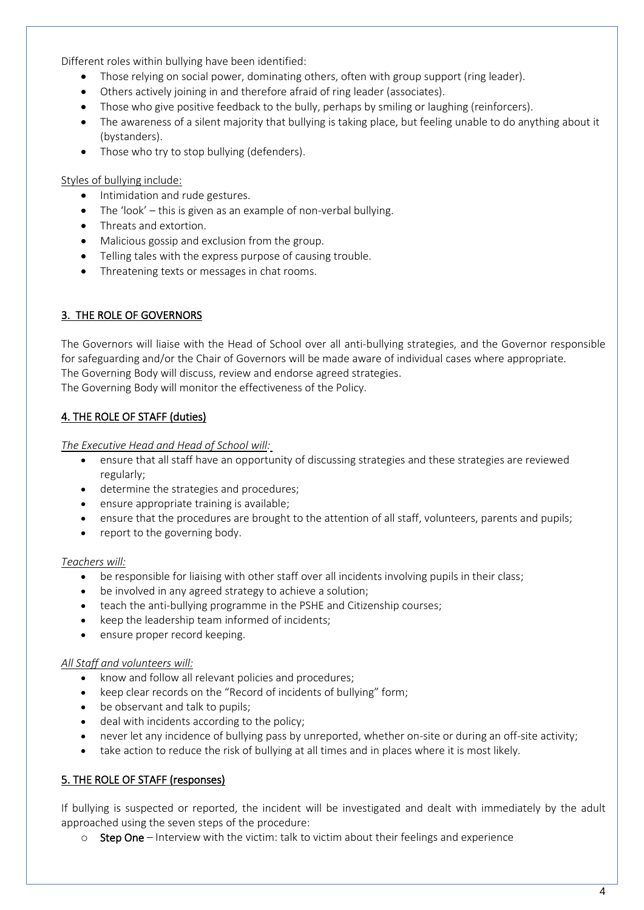Different roles within bullying have been identified:

- Those relying on social power, dominating others, often with group support (ring leader).
- Others actively joining in and therefore afraid of ring leader (associates).
- Those who give positive feedback to the bully, perhaps by smiling or laughing (reinforcers).
- The awareness of a silent majority that bullying is taking place, but feeling unable to do anything about it (bystanders).
- Those who try to stop bullying (defenders).

Styles of bullying include:

- Intimidation and rude gestures.
- The 'look' – this is given as an example of non-verbal bullying.
- Threats and extortion.
- Malicious gossip and exclusion from the group.
- Telling tales with the express purpose of causing trouble.
- Threatening texts or messages in chat rooms.

## 3. THE ROLE OF GOVERNORS

The Governors will liaise with the Head of School over all anti-bullying strategies, and the Governor responsible for safeguarding and/or the Chair of Governors will be made aware of individual cases where appropriate.
The Governing Body will discuss, review and endorse agreed strategies.
The Governing Body will monitor the effectiveness of the Policy.

## 4. THE ROLE OF STAFF (duties)

*The Executive Head and Head of School will:*

- ensure that all staff have an opportunity of discussing strategies and these strategies are reviewed regularly;
- determine the strategies and procedures;
- ensure appropriate training is available;
- ensure that the procedures are brought to the attention of all staff, volunteers, parents and pupils;
- report to the governing body.

*Teachers will:*

- be responsible for liaising with other staff over all incidents involving pupils in their class;
- be involved in any agreed strategy to achieve a solution;
- teach the anti-bullying programme in the PSHE and Citizenship courses;
- keep the leadership team informed of incidents;
- ensure proper record keeping.

*All Staff and volunteers will:*

- know and follow all relevant policies and procedures;
- keep clear records on the "Record of incidents of bullying" form;
- be observant and talk to pupils;
- deal with incidents according to the policy;
- never let any incidence of bullying pass by unreported, whether on-site or during an off-site activity;
- take action to reduce the risk of bullying at all times and in places where it is most likely.

## 5. THE ROLE OF STAFF (responses)

If bullying is suspected or reported, the incident will be investigated and dealt with immediately by the adult approached using the seven steps of the procedure:

- **Step One** – Interview with the victim: talk to victim about their feelings and experience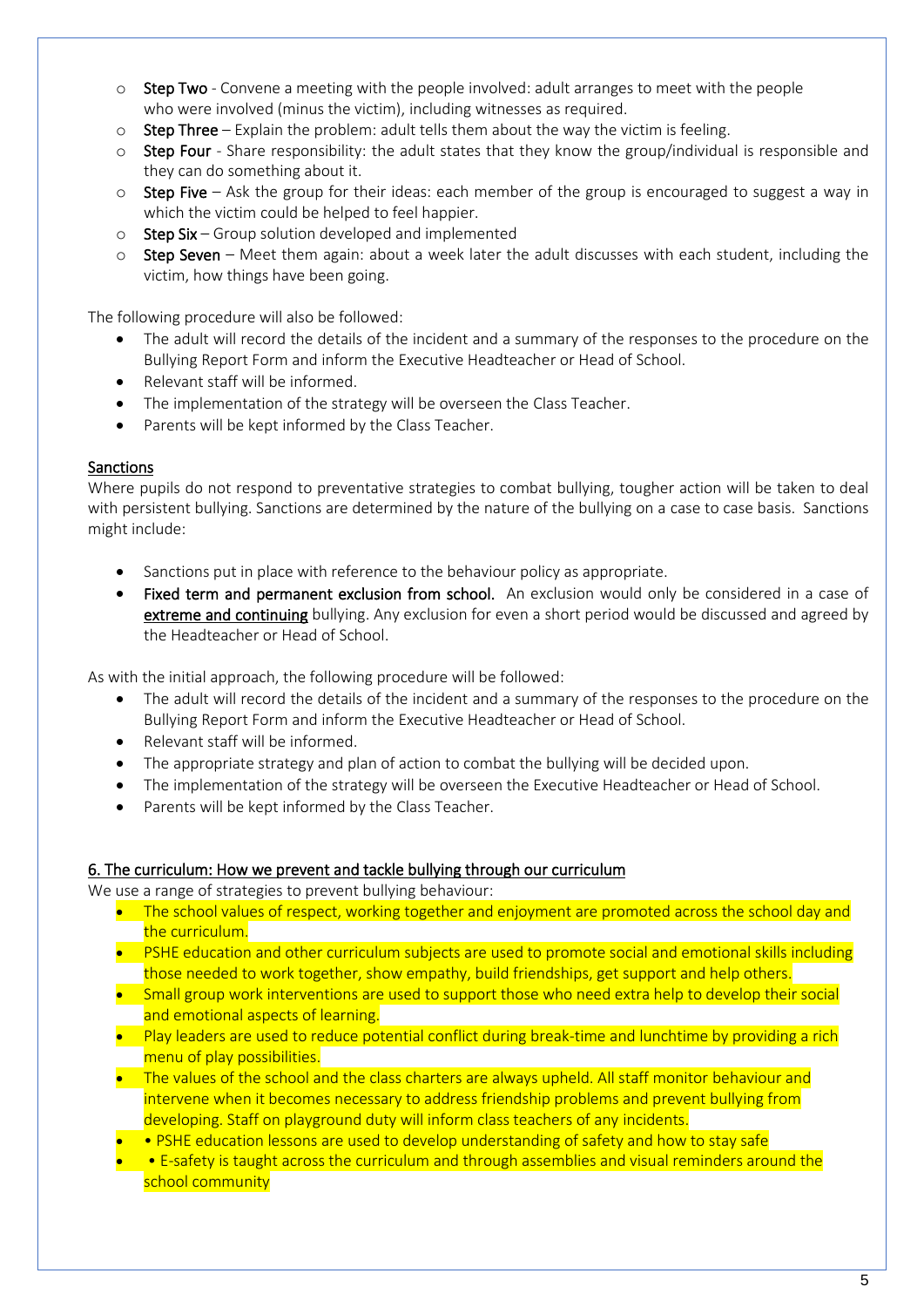- **Step Two** - Convene a meeting with the people involved: adult arranges to meet with the people who were involved (minus the victim), including witnesses as required.
- **Step Three** – Explain the problem: adult tells them about the way the victim is feeling.
- **Step Four** - Share responsibility: the adult states that they know the group/individual is responsible and they can do something about it.
- **Step Five** – Ask the group for their ideas: each member of the group is encouraged to suggest a way in which the victim could be helped to feel happier.
- **Step Six** – Group solution developed and implemented
- **Step Seven** – Meet them again: about a week later the adult discusses with each student, including the victim, how things have been going.

The following procedure will also be followed:

- The adult will record the details of the incident and a summary of the responses to the procedure on the Bullying Report Form and inform the Executive Headteacher or Head of School.
- Relevant staff will be informed.
- The implementation of the strategy will be overseen the Class Teacher.
- Parents will be kept informed by the Class Teacher.

<u>Sanctions</u>

Where pupils do not respond to preventative strategies to combat bullying, tougher action will be taken to deal with persistent bullying. Sanctions are determined by the nature of the bullying on a case to case basis. Sanctions might include:

- Sanctions put in place with reference to the behaviour policy as appropriate.
- **Fixed term and permanent exclusion from school.** An exclusion would only be considered in a case of **<u>extreme and continuing</u>** bullying. Any exclusion for even a short period would be discussed and agreed by the Headteacher or Head of School.

As with the initial approach, the following procedure will be followed:

- The adult will record the details of the incident and a summary of the responses to the procedure on the Bullying Report Form and inform the Executive Headteacher or Head of School.
- Relevant staff will be informed.
- The appropriate strategy and plan of action to combat the bullying will be decided upon.
- The implementation of the strategy will be overseen the Executive Headteacher or Head of School.
- Parents will be kept informed by the Class Teacher.

## <u>6. The curriculum: How we prevent and tackle bullying through our curriculum</u>

We use a range of strategies to prevent bullying behaviour:

- The school values of respect, working together and enjoyment are promoted across the school day and the curriculum.
- PSHE education and other curriculum subjects are used to promote social and emotional skills including those needed to work together, show empathy, build friendships, get support and help others.
- Small group work interventions are used to support those who need extra help to develop their social and emotional aspects of learning.
- Play leaders are used to reduce potential conflict during break-time and lunchtime by providing a rich menu of play possibilities.
- The values of the school and the class charters are always upheld. All staff monitor behaviour and intervene when it becomes necessary to address friendship problems and prevent bullying from developing. Staff on playground duty will inform class teachers of any incidents.
- • PSHE education lessons are used to develop understanding of safety and how to stay safe
- • E-safety is taught across the curriculum and through assemblies and visual reminders around the school community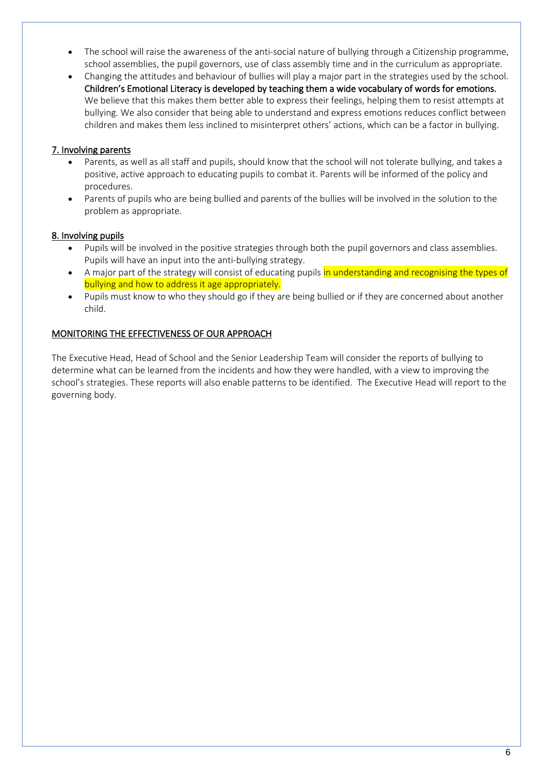- The school will raise the awareness of the anti-social nature of bullying through a Citizenship programme, school assemblies, the pupil governors, use of class assembly time and in the curriculum as appropriate.
- Changing the attitudes and behaviour of bullies will play a major part in the strategies used by the school. **Children's Emotional Literacy is developed by teaching them a wide vocabulary of words for emotions.** We believe that this makes them better able to express their feelings, helping them to resist attempts at bullying. We also consider that being able to understand and express emotions reduces conflict between children and makes them less inclined to misinterpret others' actions, which can be a factor in bullying.

### 7. Involving parents

- Parents, as well as all staff and pupils, should know that the school will not tolerate bullying, and takes a positive, active approach to educating pupils to combat it. Parents will be informed of the policy and procedures.
- Parents of pupils who are being bullied and parents of the bullies will be involved in the solution to the problem as appropriate.

### 8. Involving pupils

- Pupils will be involved in the positive strategies through both the pupil governors and class assemblies. Pupils will have an input into the anti-bullying strategy.
- A major part of the strategy will consist of educating pupils in understanding and recognising the types of bullying and how to address it age appropriately.
- Pupils must know to who they should go if they are being bullied or if they are concerned about another child.

## MONITORING THE EFFECTIVENESS OF OUR APPROACH

The Executive Head, Head of School and the Senior Leadership Team will consider the reports of bullying to determine what can be learned from the incidents and how they were handled, with a view to improving the school's strategies. These reports will also enable patterns to be identified. The Executive Head will report to the governing body.